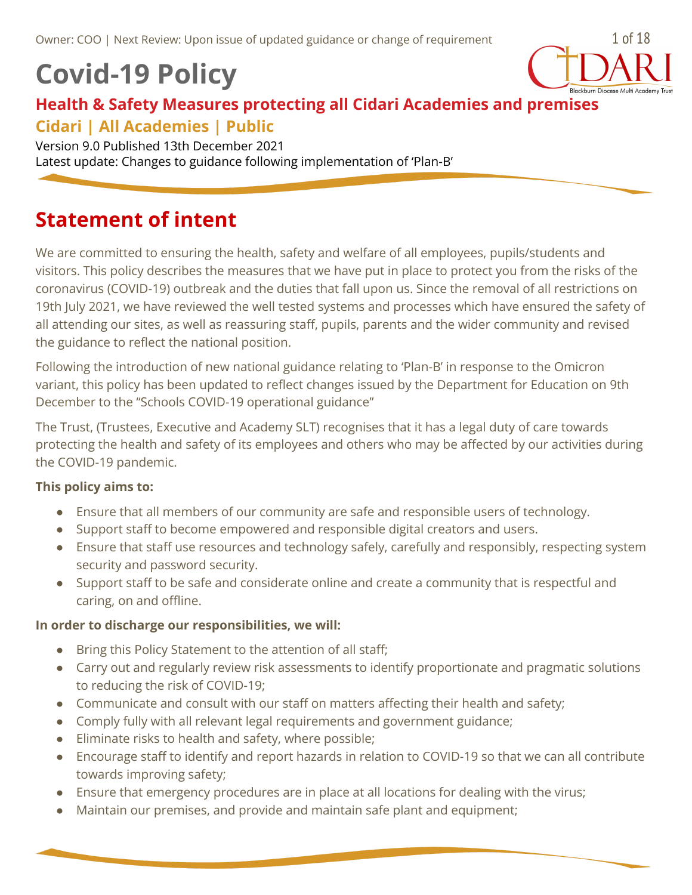Owner: COO | Next Review: Upon issue of updated guidance or change of requirement

# Covid-19 Policy

## Health & Safety Measures protecting all Cidari Academies and premises

### Cidari | All Academies | Public

Version 9.0 Published 13th December 2021
Latest update: Changes to guidance following implementation of 'Plan-B'

## Statement of intent

We are committed to ensuring the health, safety and welfare of all employees, pupils/students and visitors. This policy describes the measures that we have put in place to protect you from the risks of the coronavirus (COVID-19) outbreak and the duties that fall upon us. Since the removal of all restrictions on 19th July 2021, we have reviewed the well tested systems and processes which have ensured the safety of all attending our sites, as well as reassuring staff, pupils, parents and the wider community and revised the guidance to reflect the national position.

Following the introduction of new national guidance relating to 'Plan-B' in response to the Omicron variant, this policy has been updated to reflect changes issued by the Department for Education on 9th December to the "Schools COVID-19 operational guidance"

The Trust, (Trustees, Executive and Academy SLT) recognises that it has a legal duty of care towards protecting the health and safety of its employees and others who may be affected by our activities during the COVID-19 pandemic.

**This policy aims to:**

- Ensure that all members of our community are safe and responsible users of technology.
- Support staff to become empowered and responsible digital creators and users.
- Ensure that staff use resources and technology safely, carefully and responsibly, respecting system security and password security.
- Support staff to be safe and considerate online and create a community that is respectful and caring, on and offline.

**In order to discharge our responsibilities, we will:**

- Bring this Policy Statement to the attention of all staff;
- Carry out and regularly review risk assessments to identify proportionate and pragmatic solutions to reducing the risk of COVID-19;
- Communicate and consult with our staff on matters affecting their health and safety;
- Comply fully with all relevant legal requirements and government guidance;
- Eliminate risks to health and safety, where possible;
- Encourage staff to identify and report hazards in relation to COVID-19 so that we can all contribute towards improving safety;
- Ensure that emergency procedures are in place at all locations for dealing with the virus;
- Maintain our premises, and provide and maintain safe plant and equipment;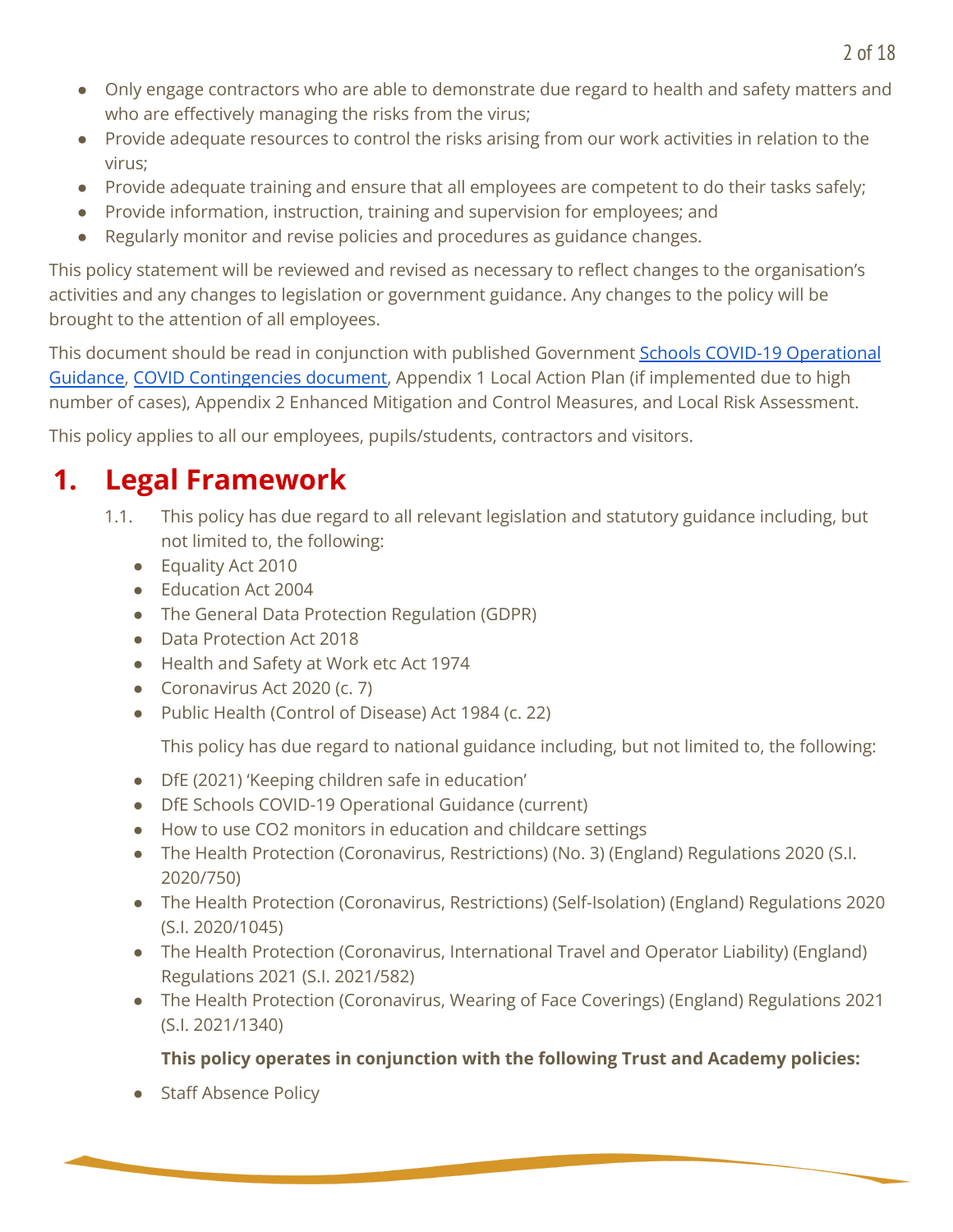- Only engage contractors who are able to demonstrate due regard to health and safety matters and who are effectively managing the risks from the virus;
- Provide adequate resources to control the risks arising from our work activities in relation to the virus;
- Provide adequate training and ensure that all employees are competent to do their tasks safely;
- Provide information, instruction, training and supervision for employees; and
- Regularly monitor and revise policies and procedures as guidance changes.

This policy statement will be reviewed and revised as necessary to reflect changes to the organisation's activities and any changes to legislation or government guidance. Any changes to the policy will be brought to the attention of all employees.

This document should be read in conjunction with published Government [Schools COVID-19 Operational Guidance](), [COVID Contingencies document](), Appendix 1 Local Action Plan (if implemented due to high number of cases), Appendix 2 Enhanced Mitigation and Control Measures, and Local Risk Assessment.

This policy applies to all our employees, pupils/students, contractors and visitors.

# 1. Legal Framework

1.1. This policy has due regard to all relevant legislation and statutory guidance including, but not limited to, the following:

- Equality Act 2010
- Education Act 2004
- The General Data Protection Regulation (GDPR)
- Data Protection Act 2018
- Health and Safety at Work etc Act 1974
- Coronavirus Act 2020 (c. 7)
- Public Health (Control of Disease) Act 1984 (c. 22)

This policy has due regard to national guidance including, but not limited to, the following:

- DfE (2021) 'Keeping children safe in education'
- DfE Schools COVID-19 Operational Guidance (current)
- How to use CO2 monitors in education and childcare settings
- The Health Protection (Coronavirus, Restrictions) (No. 3) (England) Regulations 2020 (S.I. 2020/750)
- The Health Protection (Coronavirus, Restrictions) (Self-Isolation) (England) Regulations 2020 (S.I. 2020/1045)
- The Health Protection (Coronavirus, International Travel and Operator Liability) (England) Regulations 2021 (S.I. 2021/582)
- The Health Protection (Coronavirus, Wearing of Face Coverings) (England) Regulations 2021 (S.I. 2021/1340)

**This policy operates in conjunction with the following Trust and Academy policies:**

- Staff Absence Policy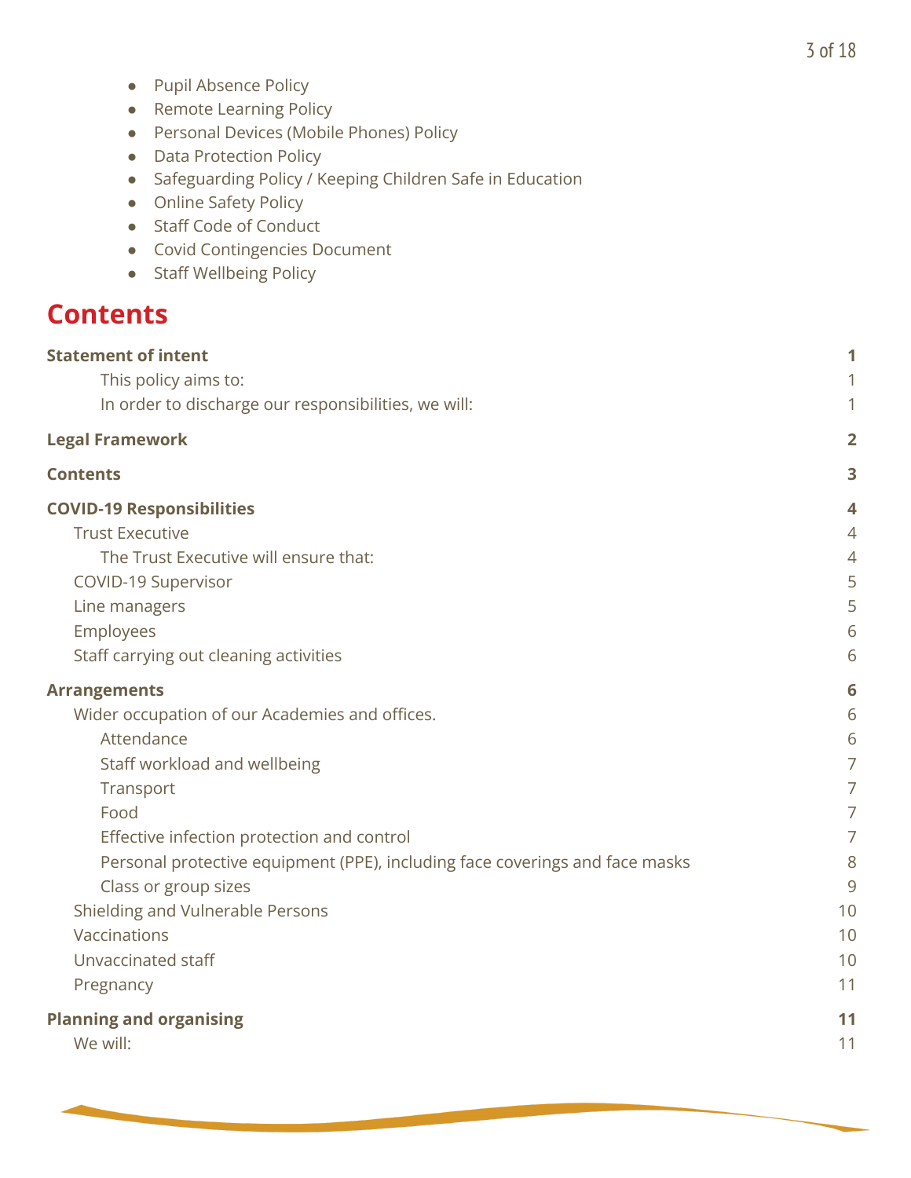- Pupil Absence Policy
- Remote Learning Policy
- Personal Devices (Mobile Phones) Policy
- Data Protection Policy
- Safeguarding Policy / Keeping Children Safe in Education
- Online Safety Policy
- Staff Code of Conduct
- Covid Contingencies Document
- Staff Wellbeing Policy

# Contents

**Statement of intent** **1**
- This policy aims to: 1
- In order to discharge our responsibilities, we will: 1

**Legal Framework** **2**

**Contents** **3**

**COVID-19 Responsibilities** **4**
- Trust Executive 4
  - The Trust Executive will ensure that: 4
- COVID-19 Supervisor 5
- Line managers 5
- Employees 6
- Staff carrying out cleaning activities 6

**Arrangements** **6**
- Wider occupation of our Academies and offices. 6
  - Attendance 6
  - Staff workload and wellbeing 7
  - Transport 7
  - Food 7
  - Effective infection protection and control 7
  - Personal protective equipment (PPE), including face coverings and face masks 8
  - Class or group sizes 9
- Shielding and Vulnerable Persons 10
- Vaccinations 10
- Unvaccinated staff 10
- Pregnancy 11

**Planning and organising** **11**
- We will: 11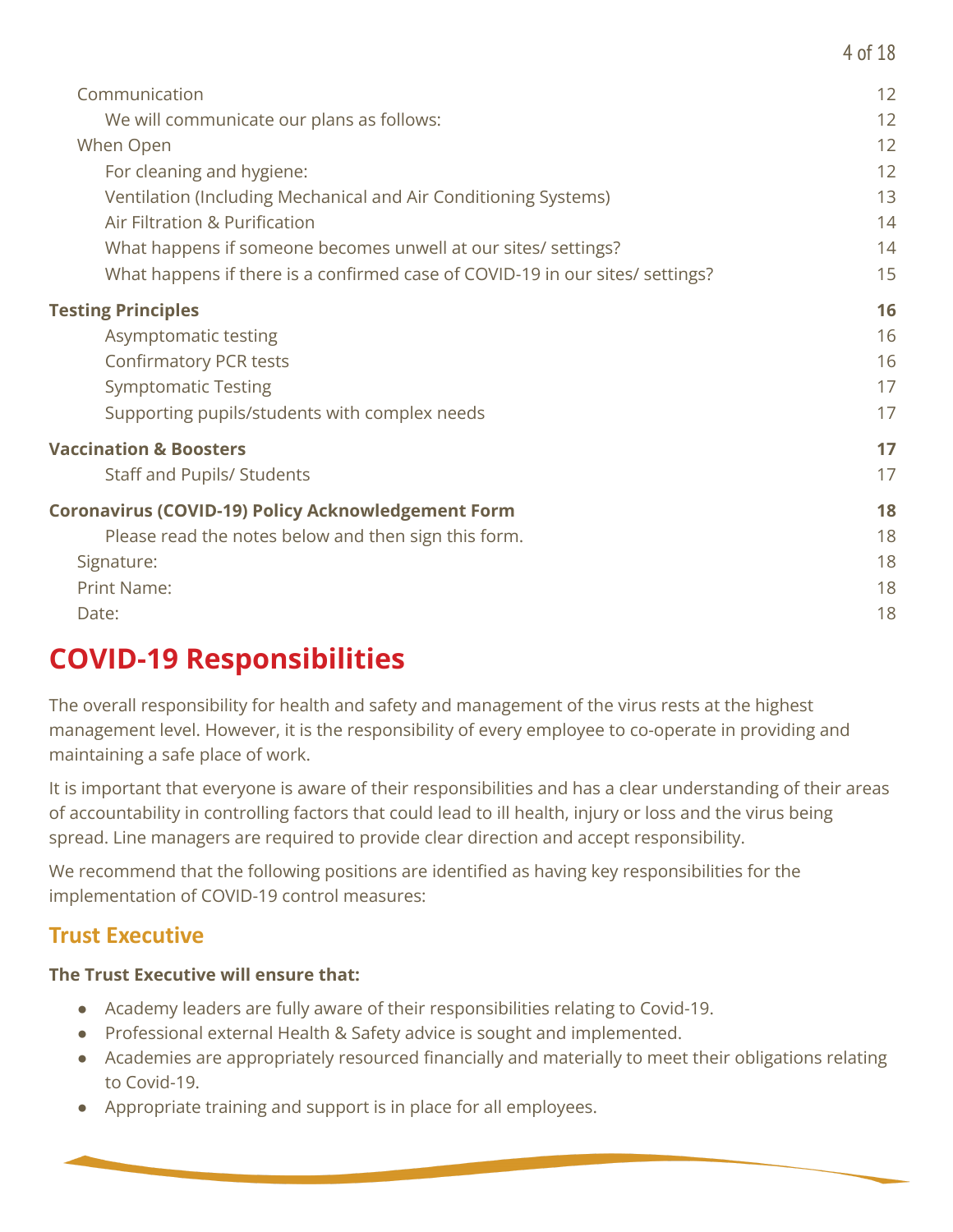Communication 12

We will communicate our plans as follows: 12

When Open 12

For cleaning and hygiene: 12

Ventilation (Including Mechanical and Air Conditioning Systems) 13

Air Filtration & Purification 14

What happens if someone becomes unwell at our sites/ settings? 14

What happens if there is a confirmed case of COVID-19 in our sites/ settings? 15

**Testing Principles 16**

Asymptomatic testing 16

Confirmatory PCR tests 16

Symptomatic Testing 17

Supporting pupils/students with complex needs 17

**Vaccination & Boosters 17**

Staff and Pupils/ Students 17

**Coronavirus (COVID-19) Policy Acknowledgement Form 18**

Please read the notes below and then sign this form. 18

Signature: 18

Print Name: 18

Date: 18

# COVID-19 Responsibilities

The overall responsibility for health and safety and management of the virus rests at the highest management level. However, it is the responsibility of every employee to co-operate in providing and maintaining a safe place of work.

It is important that everyone is aware of their responsibilities and has a clear understanding of their areas of accountability in controlling factors that could lead to ill health, injury or loss and the virus being spread. Line managers are required to provide clear direction and accept responsibility.

We recommend that the following positions are identified as having key responsibilities for the implementation of COVID-19 control measures:

## Trust Executive

**The Trust Executive will ensure that:**

- Academy leaders are fully aware of their responsibilities relating to Covid-19.
- Professional external Health & Safety advice is sought and implemented.
- Academies are appropriately resourced financially and materially to meet their obligations relating to Covid-19.
- Appropriate training and support is in place for all employees.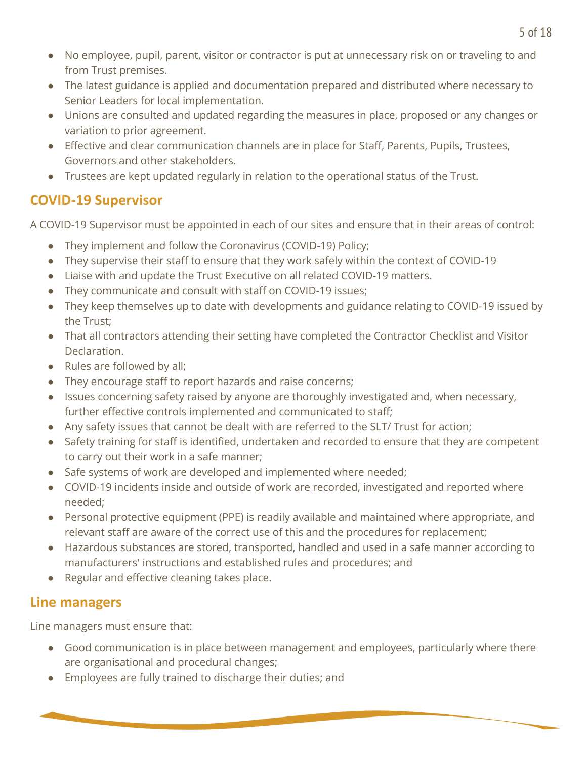- No employee, pupil, parent, visitor or contractor is put at unnecessary risk on or traveling to and from Trust premises.
- The latest guidance is applied and documentation prepared and distributed where necessary to Senior Leaders for local implementation.
- Unions are consulted and updated regarding the measures in place, proposed or any changes or variation to prior agreement.
- Effective and clear communication channels are in place for Staff, Parents, Pupils, Trustees, Governors and other stakeholders.
- Trustees are kept updated regularly in relation to the operational status of the Trust.

## COVID-19 Supervisor

A COVID-19 Supervisor must be appointed in each of our sites and ensure that in their areas of control:

- They implement and follow the Coronavirus (COVID-19) Policy;
- They supervise their staff to ensure that they work safely within the context of COVID-19
- Liaise with and update the Trust Executive on all related COVID-19 matters.
- They communicate and consult with staff on COVID-19 issues;
- They keep themselves up to date with developments and guidance relating to COVID-19 issued by the Trust;
- That all contractors attending their setting have completed the Contractor Checklist and Visitor Declaration.
- Rules are followed by all;
- They encourage staff to report hazards and raise concerns;
- Issues concerning safety raised by anyone are thoroughly investigated and, when necessary, further effective controls implemented and communicated to staff;
- Any safety issues that cannot be dealt with are referred to the SLT/ Trust for action;
- Safety training for staff is identified, undertaken and recorded to ensure that they are competent to carry out their work in a safe manner;
- Safe systems of work are developed and implemented where needed;
- COVID-19 incidents inside and outside of work are recorded, investigated and reported where needed;
- Personal protective equipment (PPE) is readily available and maintained where appropriate, and relevant staff are aware of the correct use of this and the procedures for replacement;
- Hazardous substances are stored, transported, handled and used in a safe manner according to manufacturers' instructions and established rules and procedures; and
- Regular and effective cleaning takes place.

## Line managers

Line managers must ensure that:

- Good communication is in place between management and employees, particularly where there are organisational and procedural changes;
- Employees are fully trained to discharge their duties; and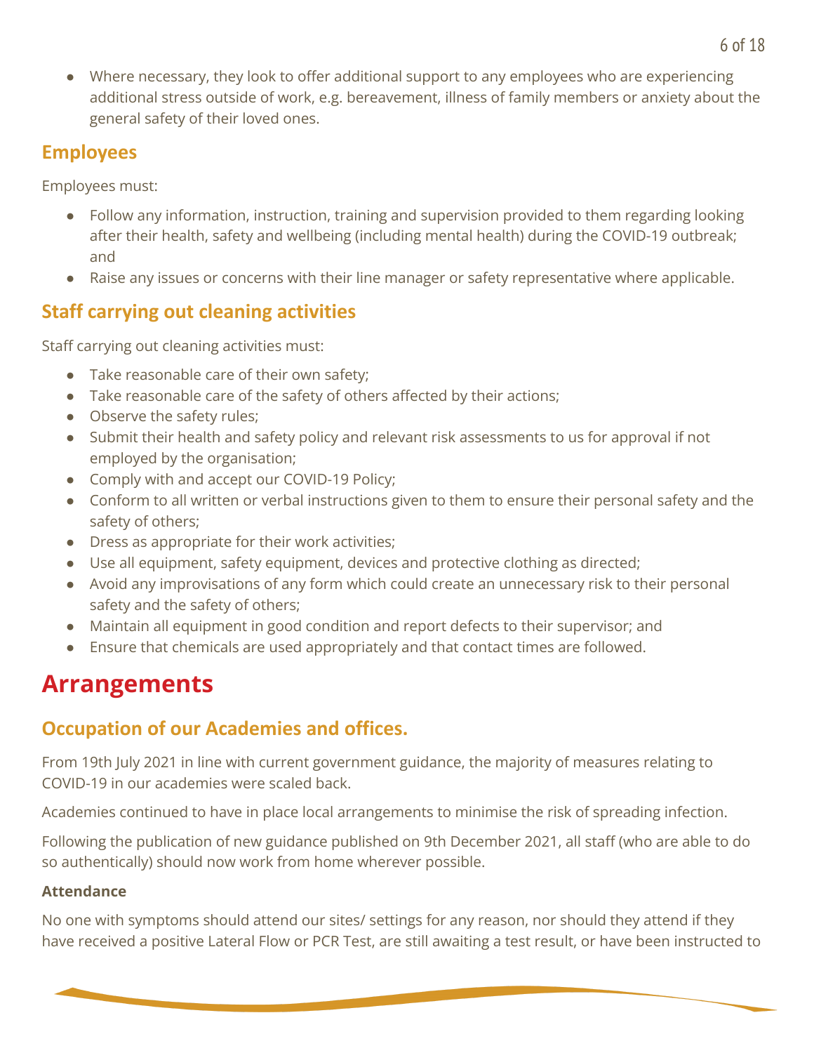- Where necessary, they look to offer additional support to any employees who are experiencing additional stress outside of work, e.g. bereavement, illness of family members or anxiety about the general safety of their loved ones.

## Employees

Employees must:

- Follow any information, instruction, training and supervision provided to them regarding looking after their health, safety and wellbeing (including mental health) during the COVID-19 outbreak; and
- Raise any issues or concerns with their line manager or safety representative where applicable.

## Staff carrying out cleaning activities

Staff carrying out cleaning activities must:

- Take reasonable care of their own safety;
- Take reasonable care of the safety of others affected by their actions;
- Observe the safety rules;
- Submit their health and safety policy and relevant risk assessments to us for approval if not employed by the organisation;
- Comply with and accept our COVID-19 Policy;
- Conform to all written or verbal instructions given to them to ensure their personal safety and the safety of others;
- Dress as appropriate for their work activities;
- Use all equipment, safety equipment, devices and protective clothing as directed;
- Avoid any improvisations of any form which could create an unnecessary risk to their personal safety and the safety of others;
- Maintain all equipment in good condition and report defects to their supervisor; and
- Ensure that chemicals are used appropriately and that contact times are followed.

# Arrangements

## Occupation of our Academies and offices.

From 19th July 2021 in line with current government guidance, the majority of measures relating to COVID-19 in our academies were scaled back.

Academies continued to have in place local arrangements to minimise the risk of spreading infection.

Following the publication of new guidance published on 9th December 2021, all staff (who are able to do so authentically) should now work from home wherever possible.

### Attendance

No one with symptoms should attend our sites/ settings for any reason, nor should they attend if they have received a positive Lateral Flow or PCR Test, are still awaiting a test result, or have been instructed to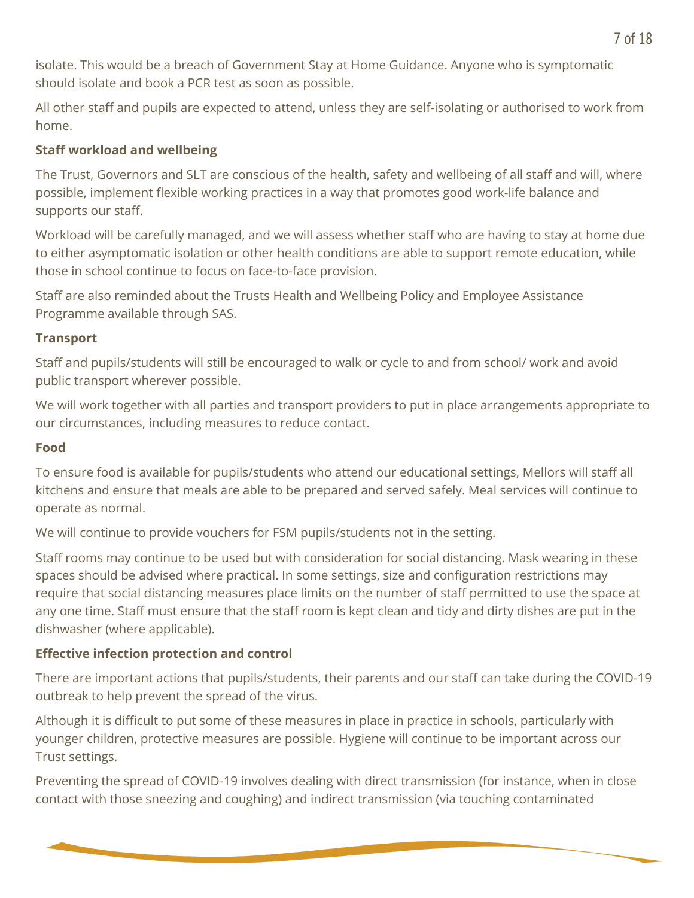isolate. This would be a breach of Government Stay at Home Guidance. Anyone who is symptomatic should isolate and book a PCR test as soon as possible.

All other staff and pupils are expected to attend, unless they are self-isolating or authorised to work from home.

**Staff workload and wellbeing**

The Trust, Governors and SLT are conscious of the health, safety and wellbeing of all staff and will, where possible, implement flexible working practices in a way that promotes good work-life balance and supports our staff.

Workload will be carefully managed, and we will assess whether staff who are having to stay at home due to either asymptomatic isolation or other health conditions are able to support remote education, while those in school continue to focus on face-to-face provision.

Staff are also reminded about the Trusts Health and Wellbeing Policy and Employee Assistance Programme available through SAS.

**Transport**

Staff and pupils/students will still be encouraged to walk or cycle to and from school/ work and avoid public transport wherever possible.

We will work together with all parties and transport providers to put in place arrangements appropriate to our circumstances, including measures to reduce contact.

**Food**

To ensure food is available for pupils/students who attend our educational settings, Mellors will staff all kitchens and ensure that meals are able to be prepared and served safely. Meal services will continue to operate as normal.

We will continue to provide vouchers for FSM pupils/students not in the setting.

Staff rooms may continue to be used but with consideration for social distancing. Mask wearing in these spaces should be advised where practical. In some settings, size and configuration restrictions may require that social distancing measures place limits on the number of staff permitted to use the space at any one time. Staff must ensure that the staff room is kept clean and tidy and dirty dishes are put in the dishwasher (where applicable).

**Effective infection protection and control**

There are important actions that pupils/students, their parents and our staff can take during the COVID-19 outbreak to help prevent the spread of the virus.

Although it is difficult to put some of these measures in place in practice in schools, particularly with younger children, protective measures are possible. Hygiene will continue to be important across our Trust settings.

Preventing the spread of COVID-19 involves dealing with direct transmission (for instance, when in close contact with those sneezing and coughing) and indirect transmission (via touching contaminated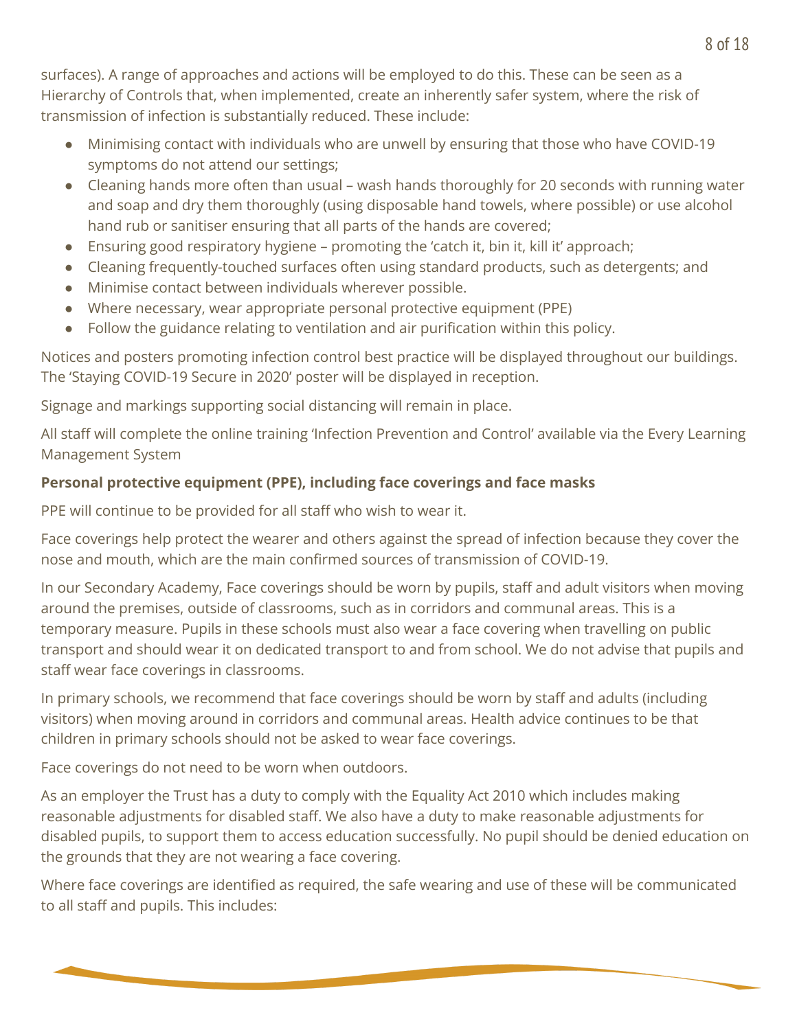surfaces). A range of approaches and actions will be employed to do this. These can be seen as a Hierarchy of Controls that, when implemented, create an inherently safer system, where the risk of transmission of infection is substantially reduced. These include:

- Minimising contact with individuals who are unwell by ensuring that those who have COVID-19 symptoms do not attend our settings;
- Cleaning hands more often than usual – wash hands thoroughly for 20 seconds with running water and soap and dry them thoroughly (using disposable hand towels, where possible) or use alcohol hand rub or sanitiser ensuring that all parts of the hands are covered;
- Ensuring good respiratory hygiene – promoting the 'catch it, bin it, kill it' approach;
- Cleaning frequently-touched surfaces often using standard products, such as detergents; and
- Minimise contact between individuals wherever possible.
- Where necessary, wear appropriate personal protective equipment (PPE)
- Follow the guidance relating to ventilation and air purification within this policy.

Notices and posters promoting infection control best practice will be displayed throughout our buildings. The 'Staying COVID-19 Secure in 2020' poster will be displayed in reception.

Signage and markings supporting social distancing will remain in place.

All staff will complete the online training 'Infection Prevention and Control' available via the Every Learning Management System

**Personal protective equipment (PPE), including face coverings and face masks**

PPE will continue to be provided for all staff who wish to wear it.

Face coverings help protect the wearer and others against the spread of infection because they cover the nose and mouth, which are the main confirmed sources of transmission of COVID-19.

In our Secondary Academy, Face coverings should be worn by pupils, staff and adult visitors when moving around the premises, outside of classrooms, such as in corridors and communal areas. This is a temporary measure. Pupils in these schools must also wear a face covering when travelling on public transport and should wear it on dedicated transport to and from school. We do not advise that pupils and staff wear face coverings in classrooms.

In primary schools, we recommend that face coverings should be worn by staff and adults (including visitors) when moving around in corridors and communal areas. Health advice continues to be that children in primary schools should not be asked to wear face coverings.

Face coverings do not need to be worn when outdoors.

As an employer the Trust has a duty to comply with the Equality Act 2010 which includes making reasonable adjustments for disabled staff. We also have a duty to make reasonable adjustments for disabled pupils, to support them to access education successfully. No pupil should be denied education on the grounds that they are not wearing a face covering.

Where face coverings are identified as required, the safe wearing and use of these will be communicated to all staff and pupils. This includes: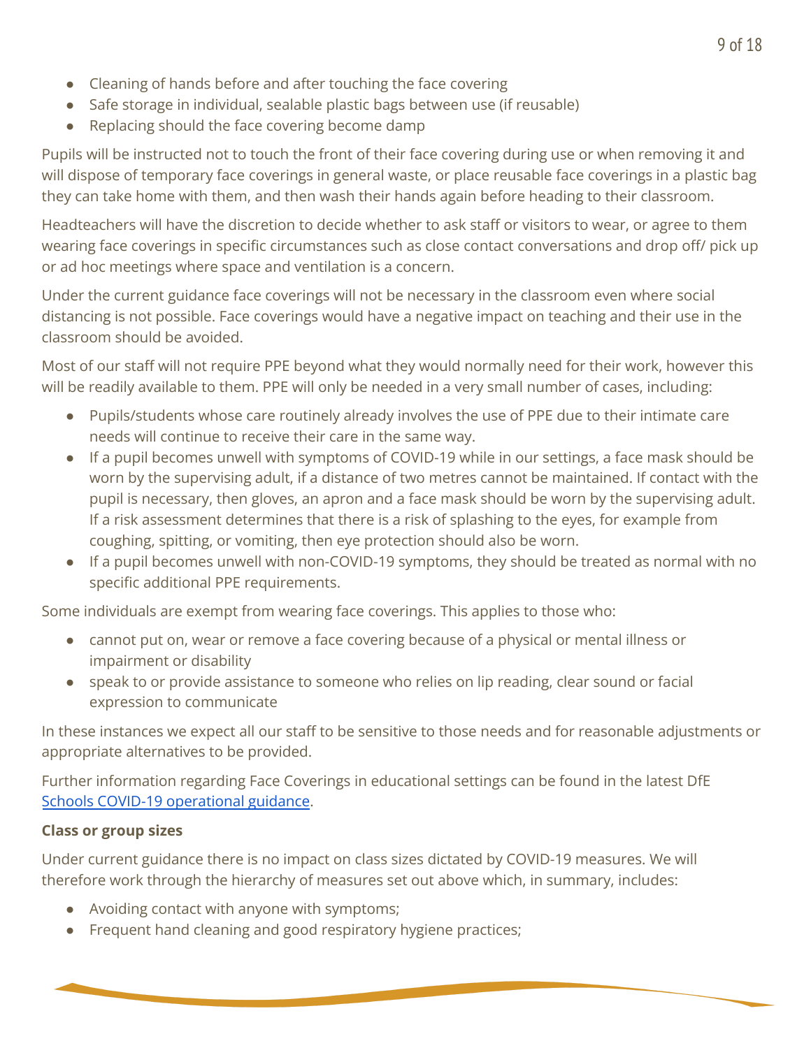- Cleaning of hands before and after touching the face covering
- Safe storage in individual, sealable plastic bags between use (if reusable)
- Replacing should the face covering become damp

Pupils will be instructed not to touch the front of their face covering during use or when removing it and will dispose of temporary face coverings in general waste, or place reusable face coverings in a plastic bag they can take home with them, and then wash their hands again before heading to their classroom.

Headteachers will have the discretion to decide whether to ask staff or visitors to wear, or agree to them wearing face coverings in specific circumstances such as close contact conversations and drop off/ pick up or ad hoc meetings where space and ventilation is a concern.

Under the current guidance face coverings will not be necessary in the classroom even where social distancing is not possible. Face coverings would have a negative impact on teaching and their use in the classroom should be avoided.

Most of our staff will not require PPE beyond what they would normally need for their work, however this will be readily available to them. PPE will only be needed in a very small number of cases, including:

- Pupils/students whose care routinely already involves the use of PPE due to their intimate care needs will continue to receive their care in the same way.
- If a pupil becomes unwell with symptoms of COVID-19 while in our settings, a face mask should be worn by the supervising adult, if a distance of two metres cannot be maintained. If contact with the pupil is necessary, then gloves, an apron and a face mask should be worn by the supervising adult. If a risk assessment determines that there is a risk of splashing to the eyes, for example from coughing, spitting, or vomiting, then eye protection should also be worn.
- If a pupil becomes unwell with non-COVID-19 symptoms, they should be treated as normal with no specific additional PPE requirements.

Some individuals are exempt from wearing face coverings. This applies to those who:

- cannot put on, wear or remove a face covering because of a physical or mental illness or impairment or disability
- speak to or provide assistance to someone who relies on lip reading, clear sound or facial expression to communicate

In these instances we expect all our staff to be sensitive to those needs and for reasonable adjustments or appropriate alternatives to be provided.

Further information regarding Face Coverings in educational settings can be found in the latest DfE [Schools COVID-19 operational guidance].

**Class or group sizes**

Under current guidance there is no impact on class sizes dictated by COVID-19 measures. We will therefore work through the hierarchy of measures set out above which, in summary, includes:

- Avoiding contact with anyone with symptoms;
- Frequent hand cleaning and good respiratory hygiene practices;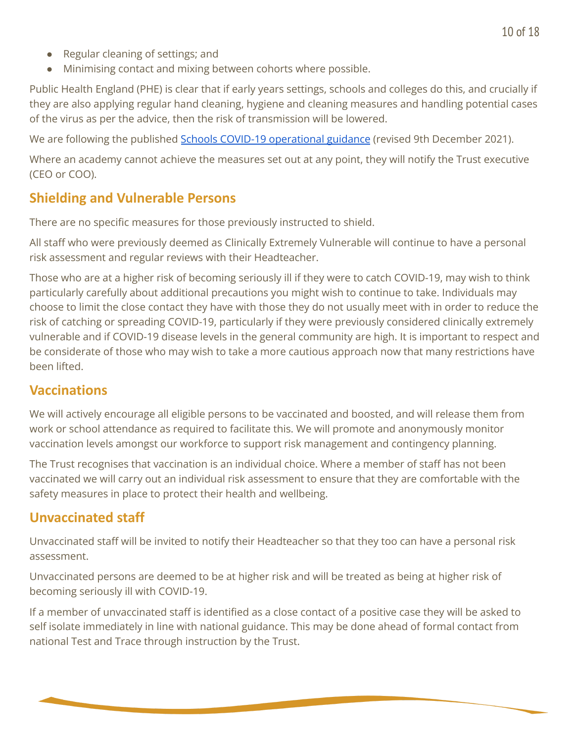- Regular cleaning of settings; and
- Minimising contact and mixing between cohorts where possible.

Public Health England (PHE) is clear that if early years settings, schools and colleges do this, and crucially if they are also applying regular hand cleaning, hygiene and cleaning measures and handling potential cases of the virus as per the advice, then the risk of transmission will be lowered.

We are following the published [Schools COVID-19 operational guidance](#) (revised 9th December 2021).

Where an academy cannot achieve the measures set out at any point, they will notify the Trust executive (CEO or COO).

## Shielding and Vulnerable Persons

There are no specific measures for those previously instructed to shield.

All staff who were previously deemed as Clinically Extremely Vulnerable will continue to have a personal risk assessment and regular reviews with their Headteacher.

Those who are at a higher risk of becoming seriously ill if they were to catch COVID-19, may wish to think particularly carefully about additional precautions you might wish to continue to take. Individuals may choose to limit the close contact they have with those they do not usually meet with in order to reduce the risk of catching or spreading COVID-19, particularly if they were previously considered clinically extremely vulnerable and if COVID-19 disease levels in the general community are high. It is important to respect and be considerate of those who may wish to take a more cautious approach now that many restrictions have been lifted.

## Vaccinations

We will actively encourage all eligible persons to be vaccinated and boosted, and will release them from work or school attendance as required to facilitate this. We will promote and anonymously monitor vaccination levels amongst our workforce to support risk management and contingency planning.

The Trust recognises that vaccination is an individual choice. Where a member of staff has not been vaccinated we will carry out an individual risk assessment to ensure that they are comfortable with the safety measures in place to protect their health and wellbeing.

## Unvaccinated staff

Unvaccinated staff will be invited to notify their Headteacher so that they too can have a personal risk assessment.

Unvaccinated persons are deemed to be at higher risk and will be treated as being at higher risk of becoming seriously ill with COVID-19.

If a member of unvaccinated staff is identified as a close contact of a positive case they will be asked to self isolate immediately in line with national guidance. This may be done ahead of formal contact from national Test and Trace through instruction by the Trust.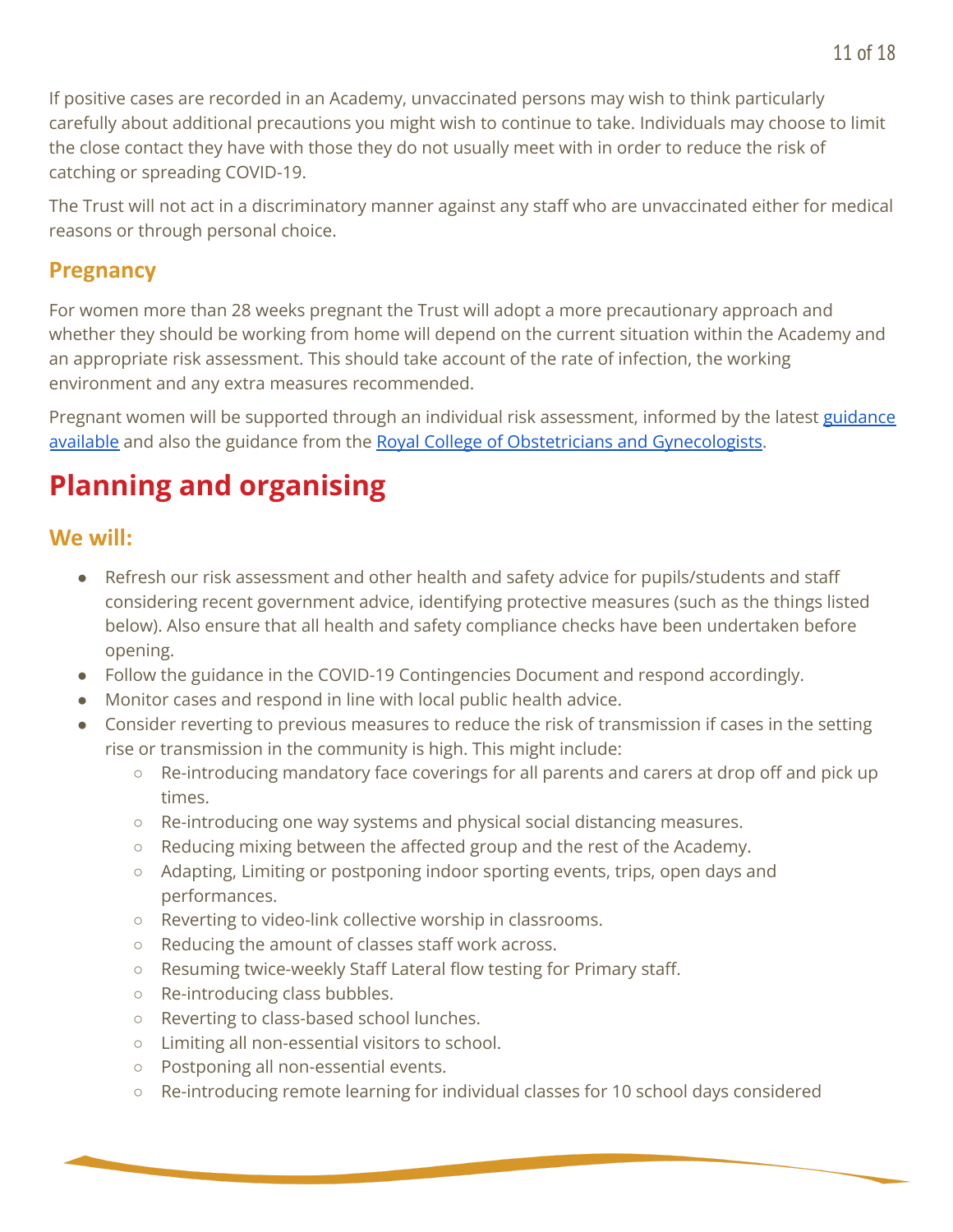If positive cases are recorded in an Academy, unvaccinated persons may wish to think particularly carefully about additional precautions you might wish to continue to take. Individuals may choose to limit the close contact they have with those they do not usually meet with in order to reduce the risk of catching or spreading COVID-19.

The Trust will not act in a discriminatory manner against any staff who are unvaccinated either for medical reasons or through personal choice.

### Pregnancy

For women more than 28 weeks pregnant the Trust will adopt a more precautionary approach and whether they should be working from home will depend on the current situation within the Academy and an appropriate risk assessment. This should take account of the rate of infection, the working environment and any extra measures recommended.

Pregnant women will be supported through an individual risk assessment, informed by the latest guidance available and also the guidance from the Royal College of Obstetricians and Gynecologists.

## Planning and organising

### We will:

- Refresh our risk assessment and other health and safety advice for pupils/students and staff considering recent government advice, identifying protective measures (such as the things listed below). Also ensure that all health and safety compliance checks have been undertaken before opening.
- Follow the guidance in the COVID-19 Contingencies Document and respond accordingly.
- Monitor cases and respond in line with local public health advice.
- Consider reverting to previous measures to reduce the risk of transmission if cases in the setting rise or transmission in the community is high. This might include:
  - Re-introducing mandatory face coverings for all parents and carers at drop off and pick up times.
  - Re-introducing one way systems and physical social distancing measures.
  - Reducing mixing between the affected group and the rest of the Academy.
  - Adapting, Limiting or postponing indoor sporting events, trips, open days and performances.
  - Reverting to video-link collective worship in classrooms.
  - Reducing the amount of classes staff work across.
  - Resuming twice-weekly Staff Lateral flow testing for Primary staff.
  - Re-introducing class bubbles.
  - Reverting to class-based school lunches.
  - Limiting all non-essential visitors to school.
  - Postponing all non-essential events.
  - Re-introducing remote learning for individual classes for 10 school days considered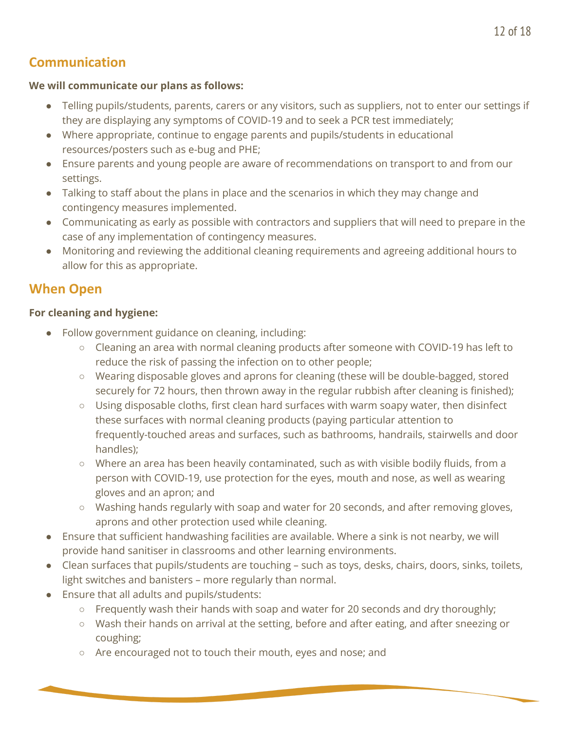## Communication

**We will communicate our plans as follows:**

- Telling pupils/students, parents, carers or any visitors, such as suppliers, not to enter our settings if they are displaying any symptoms of COVID-19 and to seek a PCR test immediately;
- Where appropriate, continue to engage parents and pupils/students in educational resources/posters such as e-bug and PHE;
- Ensure parents and young people are aware of recommendations on transport to and from our settings.
- Talking to staff about the plans in place and the scenarios in which they may change and contingency measures implemented.
- Communicating as early as possible with contractors and suppliers that will need to prepare in the case of any implementation of contingency measures.
- Monitoring and reviewing the additional cleaning requirements and agreeing additional hours to allow for this as appropriate.

## When Open

**For cleaning and hygiene:**

- Follow government guidance on cleaning, including:
  - Cleaning an area with normal cleaning products after someone with COVID-19 has left to reduce the risk of passing the infection on to other people;
  - Wearing disposable gloves and aprons for cleaning (these will be double-bagged, stored securely for 72 hours, then thrown away in the regular rubbish after cleaning is finished);
  - Using disposable cloths, first clean hard surfaces with warm soapy water, then disinfect these surfaces with normal cleaning products (paying particular attention to frequently-touched areas and surfaces, such as bathrooms, handrails, stairwells and door handles);
  - Where an area has been heavily contaminated, such as with visible bodily fluids, from a person with COVID-19, use protection for the eyes, mouth and nose, as well as wearing gloves and an apron; and
  - Washing hands regularly with soap and water for 20 seconds, and after removing gloves, aprons and other protection used while cleaning.
- Ensure that sufficient handwashing facilities are available. Where a sink is not nearby, we will provide hand sanitiser in classrooms and other learning environments.
- Clean surfaces that pupils/students are touching – such as toys, desks, chairs, doors, sinks, toilets, light switches and banisters – more regularly than normal.
- Ensure that all adults and pupils/students:
  - Frequently wash their hands with soap and water for 20 seconds and dry thoroughly;
  - Wash their hands on arrival at the setting, before and after eating, and after sneezing or coughing;
  - Are encouraged not to touch their mouth, eyes and nose; and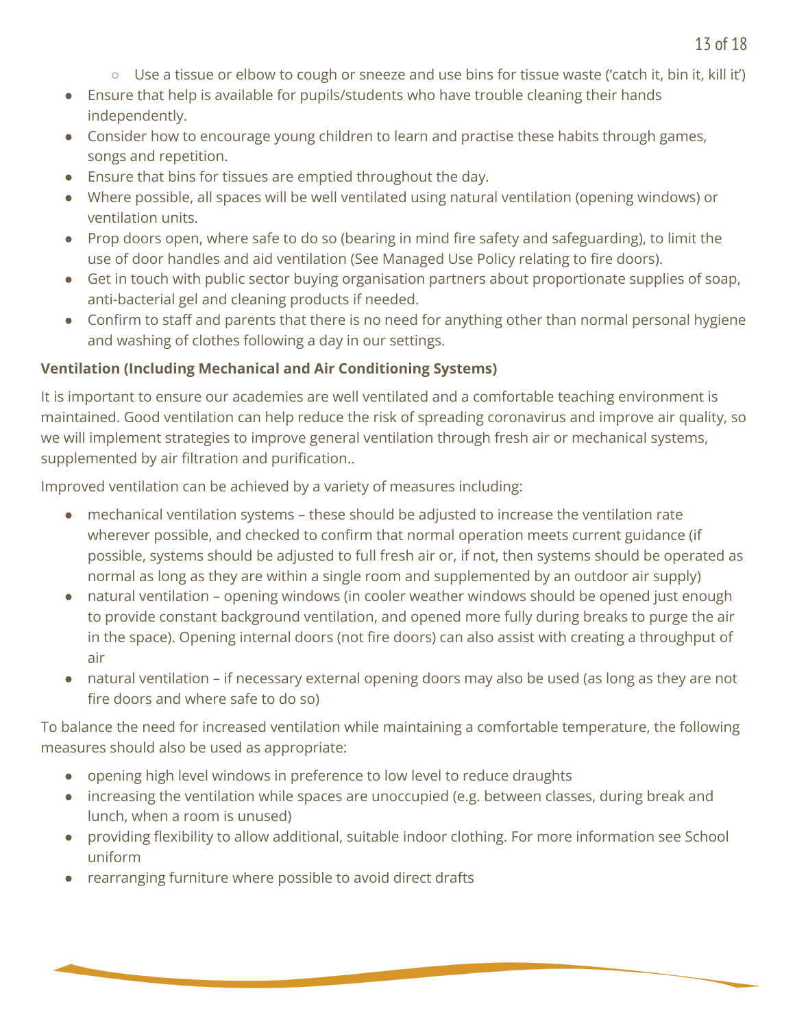- Use a tissue or elbow to cough or sneeze and use bins for tissue waste ('catch it, bin it, kill it')
- Ensure that help is available for pupils/students who have trouble cleaning their hands independently.
- Consider how to encourage young children to learn and practise these habits through games, songs and repetition.
- Ensure that bins for tissues are emptied throughout the day.
- Where possible, all spaces will be well ventilated using natural ventilation (opening windows) or ventilation units.
- Prop doors open, where safe to do so (bearing in mind fire safety and safeguarding), to limit the use of door handles and aid ventilation (See Managed Use Policy relating to fire doors).
- Get in touch with public sector buying organisation partners about proportionate supplies of soap, anti-bacterial gel and cleaning products if needed.
- Confirm to staff and parents that there is no need for anything other than normal personal hygiene and washing of clothes following a day in our settings.

**Ventilation (Including Mechanical and Air Conditioning Systems)**

It is important to ensure our academies are well ventilated and a comfortable teaching environment is maintained. Good ventilation can help reduce the risk of spreading coronavirus and improve air quality, so we will implement strategies to improve general ventilation through fresh air or mechanical systems, supplemented by air filtration and purification..

Improved ventilation can be achieved by a variety of measures including:

- mechanical ventilation systems – these should be adjusted to increase the ventilation rate wherever possible, and checked to confirm that normal operation meets current guidance (if possible, systems should be adjusted to full fresh air or, if not, then systems should be operated as normal as long as they are within a single room and supplemented by an outdoor air supply)
- natural ventilation – opening windows (in cooler weather windows should be opened just enough to provide constant background ventilation, and opened more fully during breaks to purge the air in the space). Opening internal doors (not fire doors) can also assist with creating a throughput of air
- natural ventilation – if necessary external opening doors may also be used (as long as they are not fire doors and where safe to do so)

To balance the need for increased ventilation while maintaining a comfortable temperature, the following measures should also be used as appropriate:

- opening high level windows in preference to low level to reduce draughts
- increasing the ventilation while spaces are unoccupied (e.g. between classes, during break and lunch, when a room is unused)
- providing flexibility to allow additional, suitable indoor clothing. For more information see School uniform
- rearranging furniture where possible to avoid direct drafts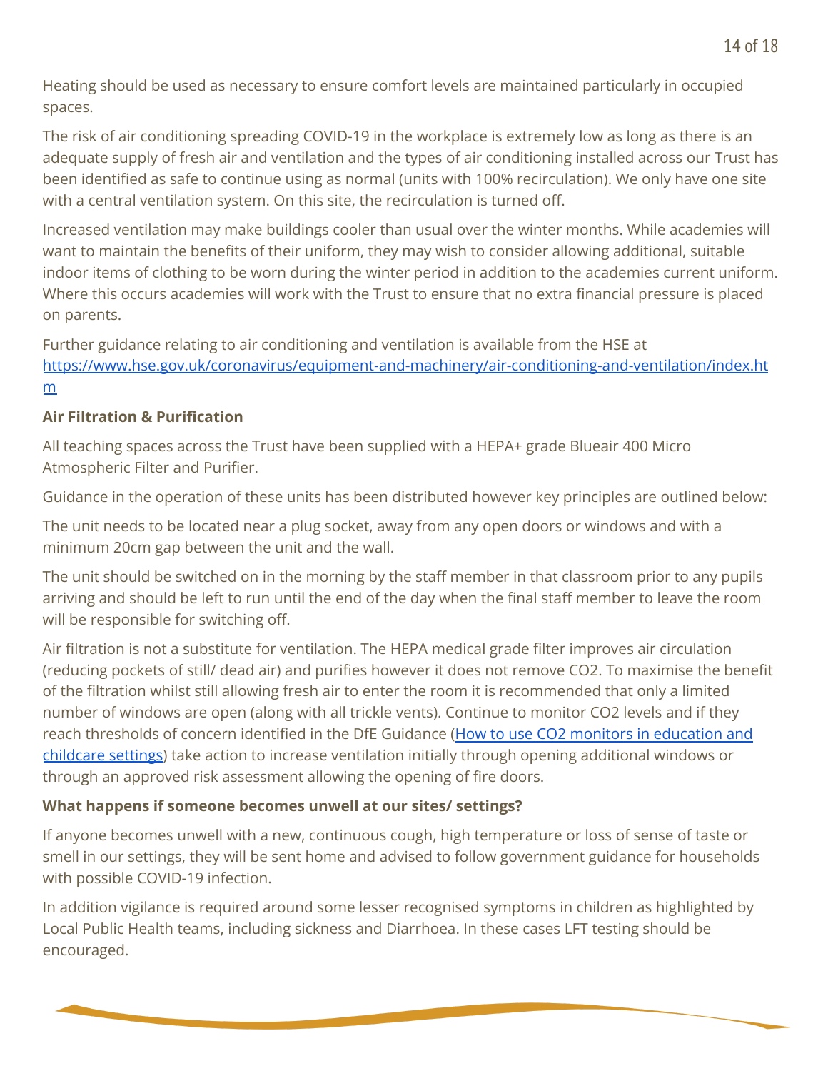Heating should be used as necessary to ensure comfort levels are maintained particularly in occupied spaces.

The risk of air conditioning spreading COVID-19 in the workplace is extremely low as long as there is an adequate supply of fresh air and ventilation and the types of air conditioning installed across our Trust has been identified as safe to continue using as normal (units with 100% recirculation). We only have one site with a central ventilation system. On this site, the recirculation is turned off.

Increased ventilation may make buildings cooler than usual over the winter months. While academies will want to maintain the benefits of their uniform, they may wish to consider allowing additional, suitable indoor items of clothing to be worn during the winter period in addition to the academies current uniform. Where this occurs academies will work with the Trust to ensure that no extra financial pressure is placed on parents.

Further guidance relating to air conditioning and ventilation is available from the HSE at [https://www.hse.gov.uk/coronavirus/equipment-and-machinery/air-conditioning-and-ventilation/index.htm](https://www.hse.gov.uk/coronavirus/equipment-and-machinery/air-conditioning-and-ventilation/index.htm)

**Air Filtration & Purification**

All teaching spaces across the Trust have been supplied with a HEPA+ grade Blueair 400 Micro Atmospheric Filter and Purifier.

Guidance in the operation of these units has been distributed however key principles are outlined below:

The unit needs to be located near a plug socket, away from any open doors or windows and with a minimum 20cm gap between the unit and the wall.

The unit should be switched on in the morning by the staff member in that classroom prior to any pupils arriving and should be left to run until the end of the day when the final staff member to leave the room will be responsible for switching off.

Air filtration is not a substitute for ventilation. The HEPA medical grade filter improves air circulation (reducing pockets of still/ dead air) and purifies however it does not remove CO2. To maximise the benefit of the filtration whilst still allowing fresh air to enter the room it is recommended that only a limited number of windows are open (along with all trickle vents). Continue to monitor CO2 levels and if they reach thresholds of concern identified in the DfE Guidance ([How to use CO2 monitors in education and childcare settings]()) take action to increase ventilation initially through opening additional windows or through an approved risk assessment allowing the opening of fire doors.

**What happens if someone becomes unwell at our sites/ settings?**

If anyone becomes unwell with a new, continuous cough, high temperature or loss of sense of taste or smell in our settings, they will be sent home and advised to follow government guidance for households with possible COVID-19 infection.

In addition vigilance is required around some lesser recognised symptoms in children as highlighted by Local Public Health teams, including sickness and Diarrhoea. In these cases LFT testing should be encouraged.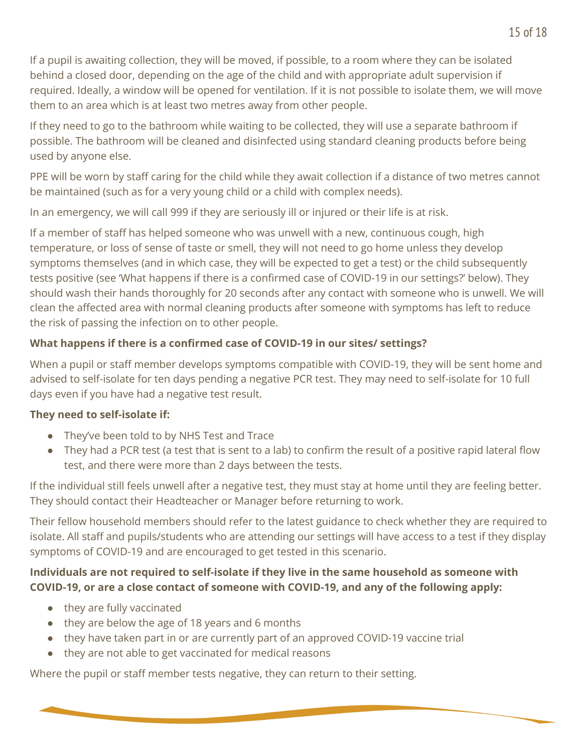If a pupil is awaiting collection, they will be moved, if possible, to a room where they can be isolated behind a closed door, depending on the age of the child and with appropriate adult supervision if required. Ideally, a window will be opened for ventilation. If it is not possible to isolate them, we will move them to an area which is at least two metres away from other people.

If they need to go to the bathroom while waiting to be collected, they will use a separate bathroom if possible. The bathroom will be cleaned and disinfected using standard cleaning products before being used by anyone else.

PPE will be worn by staff caring for the child while they await collection if a distance of two metres cannot be maintained (such as for a very young child or a child with complex needs).

In an emergency, we will call 999 if they are seriously ill or injured or their life is at risk.

If a member of staff has helped someone who was unwell with a new, continuous cough, high temperature, or loss of sense of taste or smell, they will not need to go home unless they develop symptoms themselves (and in which case, they will be expected to get a test) or the child subsequently tests positive (see 'What happens if there is a confirmed case of COVID-19 in our settings?' below). They should wash their hands thoroughly for 20 seconds after any contact with someone who is unwell. We will clean the affected area with normal cleaning products after someone with symptoms has left to reduce the risk of passing the infection on to other people.

**What happens if there is a confirmed case of COVID-19 in our sites/ settings?**

When a pupil or staff member develops symptoms compatible with COVID-19, they will be sent home and advised to self-isolate for ten days pending a negative PCR test. They may need to self-isolate for 10 full days even if you have had a negative test result.

**They need to self-isolate if:**

- They've been told to by NHS Test and Trace
- They had a PCR test (a test that is sent to a lab) to confirm the result of a positive rapid lateral flow test, and there were more than 2 days between the tests.

If the individual still feels unwell after a negative test, they must stay at home until they are feeling better. They should contact their Headteacher or Manager before returning to work.

Their fellow household members should refer to the latest guidance to check whether they are required to isolate. All staff and pupils/students who are attending our settings will have access to a test if they display symptoms of COVID-19 and are encouraged to get tested in this scenario.

**Individuals are not required to self-isolate if they live in the same household as someone with COVID-19, or are a close contact of someone with COVID-19, and any of the following apply:**

- they are fully vaccinated
- they are below the age of 18 years and 6 months
- they have taken part in or are currently part of an approved COVID-19 vaccine trial
- they are not able to get vaccinated for medical reasons

Where the pupil or staff member tests negative, they can return to their setting.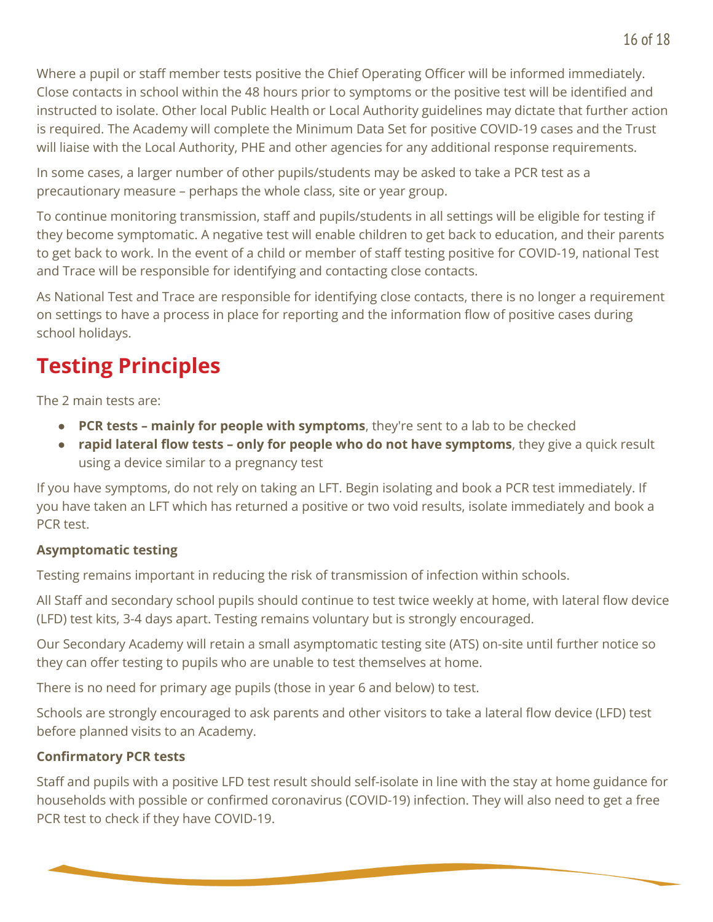Where a pupil or staff member tests positive the Chief Operating Officer will be informed immediately. Close contacts in school within the 48 hours prior to symptoms or the positive test will be identified and instructed to isolate. Other local Public Health or Local Authority guidelines may dictate that further action is required. The Academy will complete the Minimum Data Set for positive COVID-19 cases and the Trust will liaise with the Local Authority, PHE and other agencies for any additional response requirements.

In some cases, a larger number of other pupils/students may be asked to take a PCR test as a precautionary measure – perhaps the whole class, site or year group.

To continue monitoring transmission, staff and pupils/students in all settings will be eligible for testing if they become symptomatic. A negative test will enable children to get back to education, and their parents to get back to work. In the event of a child or member of staff testing positive for COVID-19, national Test and Trace will be responsible for identifying and contacting close contacts.

As National Test and Trace are responsible for identifying close contacts, there is no longer a requirement on settings to have a process in place for reporting and the information flow of positive cases during school holidays.

## Testing Principles

The 2 main tests are:

- **PCR tests – mainly for people with symptoms**, they're sent to a lab to be checked
- **rapid lateral flow tests – only for people who do not have symptoms**, they give a quick result using a device similar to a pregnancy test

If you have symptoms, do not rely on taking an LFT. Begin isolating and book a PCR test immediately. If you have taken an LFT which has returned a positive or two void results, isolate immediately and book a PCR test.

**Asymptomatic testing**

Testing remains important in reducing the risk of transmission of infection within schools.

All Staff and secondary school pupils should continue to test twice weekly at home, with lateral flow device (LFD) test kits, 3-4 days apart. Testing remains voluntary but is strongly encouraged.

Our Secondary Academy will retain a small asymptomatic testing site (ATS) on-site until further notice so they can offer testing to pupils who are unable to test themselves at home.

There is no need for primary age pupils (those in year 6 and below) to test.

Schools are strongly encouraged to ask parents and other visitors to take a lateral flow device (LFD) test before planned visits to an Academy.

**Confirmatory PCR tests**

Staff and pupils with a positive LFD test result should self-isolate in line with the stay at home guidance for households with possible or confirmed coronavirus (COVID-19) infection. They will also need to get a free PCR test to check if they have COVID-19.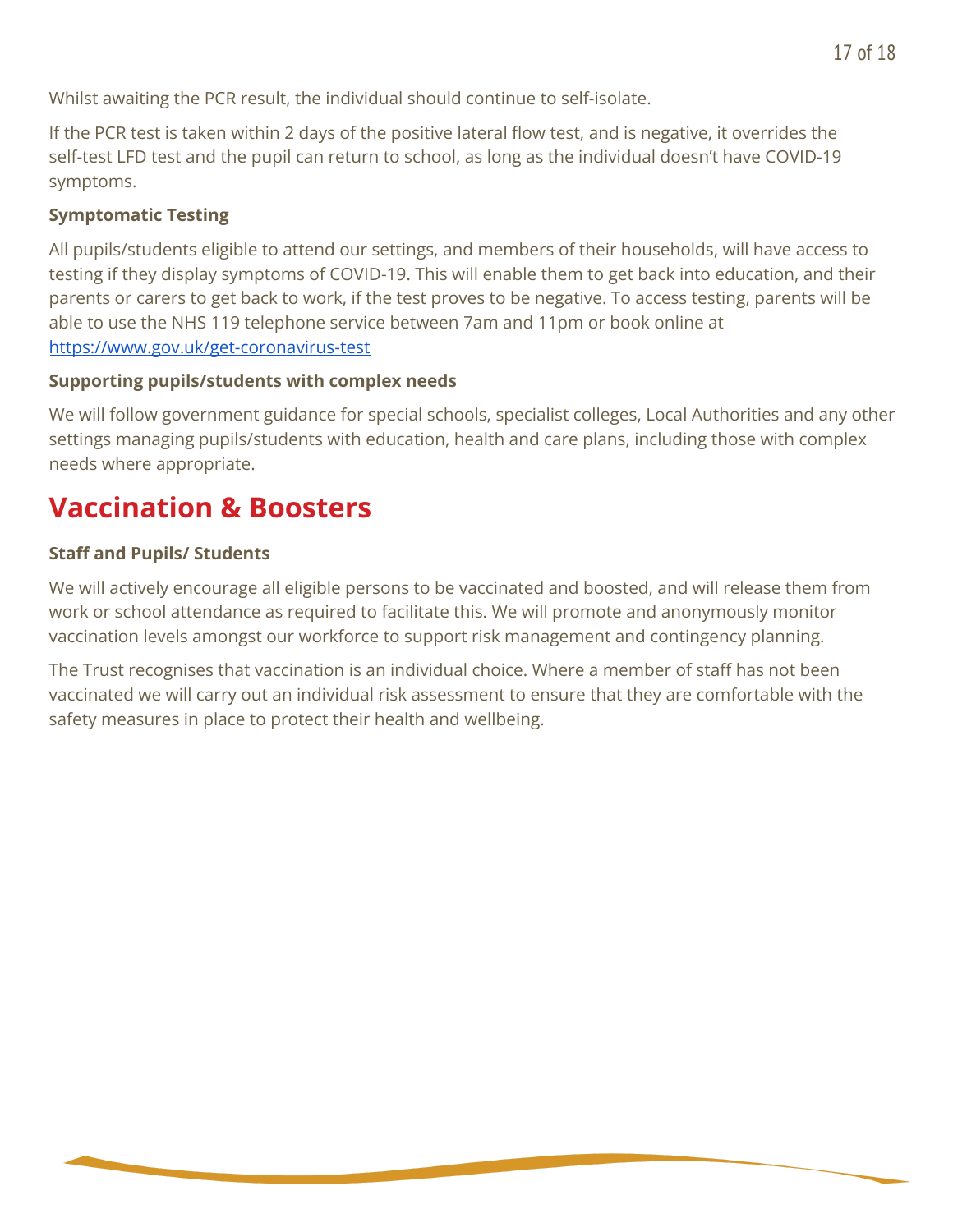Whilst awaiting the PCR result, the individual should continue to self-isolate.

If the PCR test is taken within 2 days of the positive lateral flow test, and is negative, it overrides the self-test LFD test and the pupil can return to school, as long as the individual doesn't have COVID-19 symptoms.

**Symptomatic Testing**

All pupils/students eligible to attend our settings, and members of their households, will have access to testing if they display symptoms of COVID-19. This will enable them to get back into education, and their parents or carers to get back to work, if the test proves to be negative. To access testing, parents will be able to use the NHS 119 telephone service between 7am and 11pm or book online at [https://www.gov.uk/get-coronavirus-test](https://www.gov.uk/get-coronavirus-test)

**Supporting pupils/students with complex needs**

We will follow government guidance for special schools, specialist colleges, Local Authorities and any other settings managing pupils/students with education, health and care plans, including those with complex needs where appropriate.

# Vaccination & Boosters

**Staff and Pupils/ Students**

We will actively encourage all eligible persons to be vaccinated and boosted, and will release them from work or school attendance as required to facilitate this. We will promote and anonymously monitor vaccination levels amongst our workforce to support risk management and contingency planning.

The Trust recognises that vaccination is an individual choice. Where a member of staff has not been vaccinated we will carry out an individual risk assessment to ensure that they are comfortable with the safety measures in place to protect their health and wellbeing.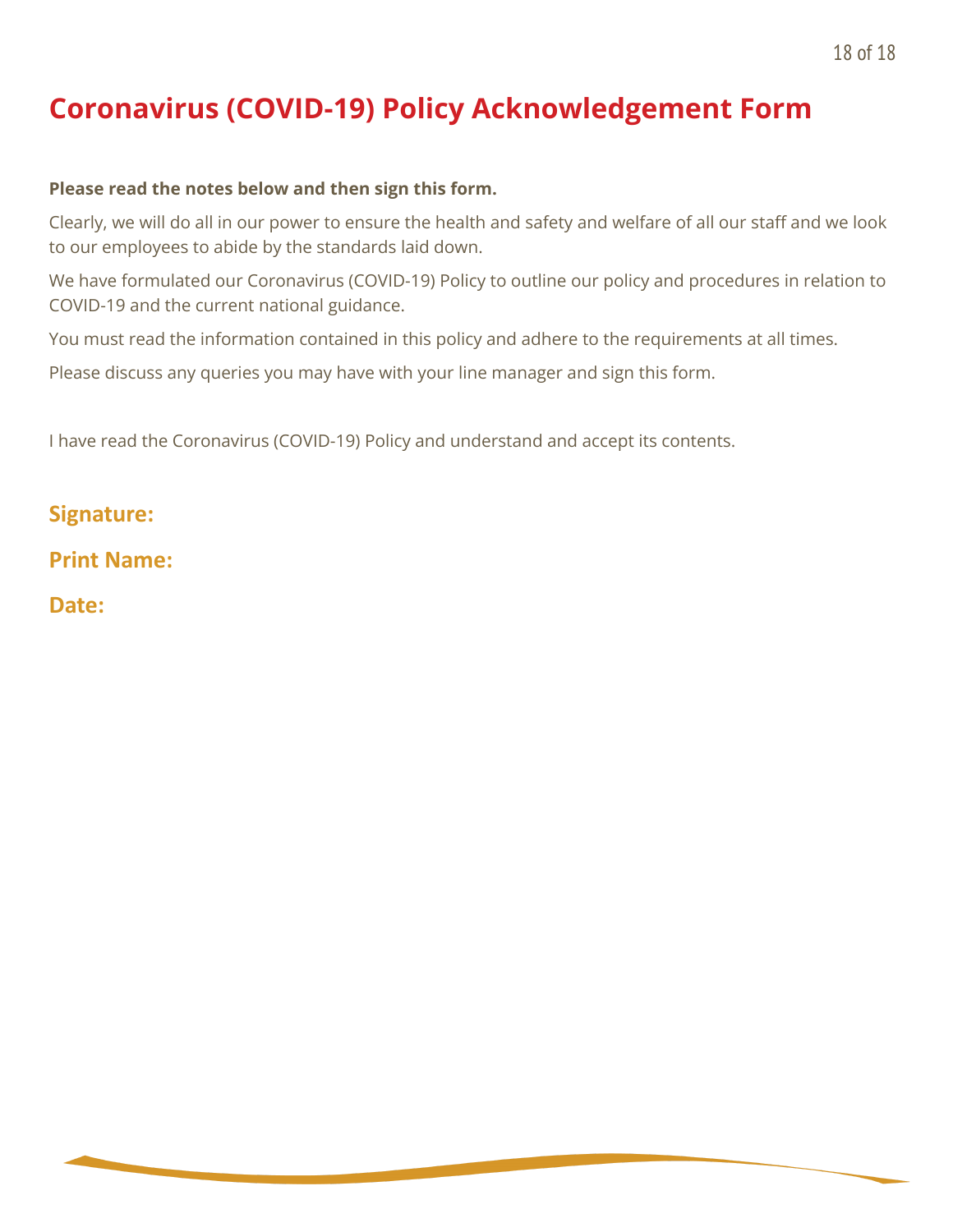# Coronavirus (COVID-19) Policy Acknowledgement Form

**Please read the notes below and then sign this form.**

Clearly, we will do all in our power to ensure the health and safety and welfare of all our staff and we look to our employees to abide by the standards laid down.

We have formulated our Coronavirus (COVID-19) Policy to outline our policy and procedures in relation to COVID-19 and the current national guidance.

You must read the information contained in this policy and adhere to the requirements at all times.

Please discuss any queries you may have with your line manager and sign this form.

I have read the Coronavirus (COVID-19) Policy and understand and accept its contents.

**Signature:**

**Print Name:**

**Date:**